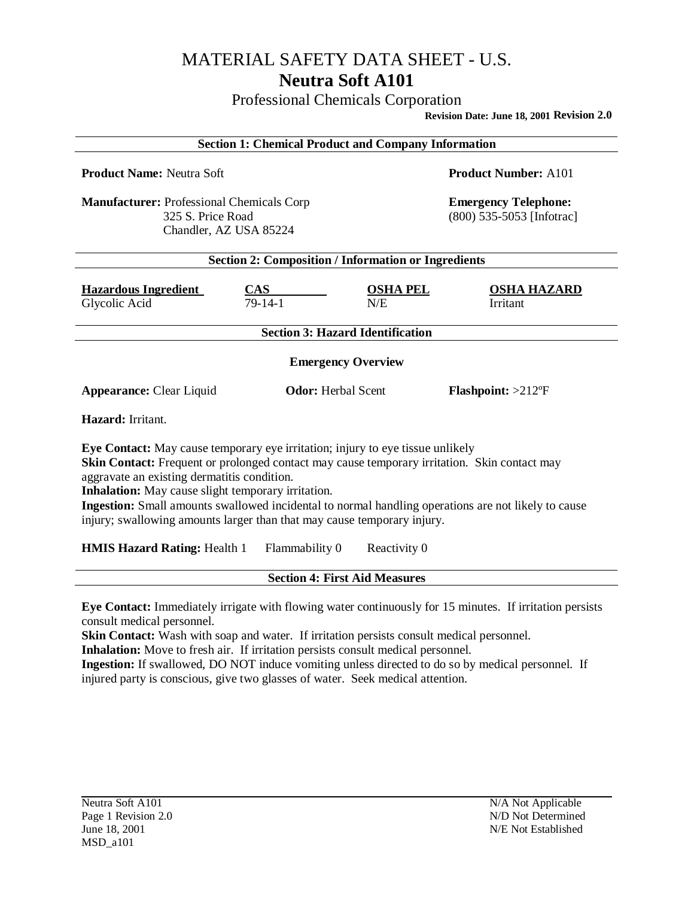# MATERIAL SAFETY DATA SHEET - U.S.

# Neutra Soft A101

Professional Chemicals Corporation

**Revision Date: June 18, 2001 Revision 2.0**

## Section 1: Chemical Product and Company Information

**Product Name:** Neutra Soft

**Product Number:** A101

**Manufacturer:** Professional Chemicals Corp
325 S. Price Road
Chandler, AZ USA 85224

**Emergency Telephone:**
(800) 535-5053 [Infotrac]

## Section 2: Composition / Information or Ingredients

| Hazardous Ingredient | CAS | OSHA PEL | OSHA HAZARD |
|---|---|---|---|
| Glycolic Acid | 79-14-1 | N/E | Irritant |

## Section 3: Hazard Identification

### Emergency Overview

**Appearance:** Clear Liquid **Odor:** Herbal Scent **Flashpoint:** >212ºF

**Hazard:** Irritant.

**Eye Contact:** May cause temporary eye irritation; injury to eye tissue unlikely
**Skin Contact:** Frequent or prolonged contact may cause temporary irritation. Skin contact may aggravate an existing dermatitis condition.
**Inhalation:** May cause slight temporary irritation.
**Ingestion:** Small amounts swallowed incidental to normal handling operations are not likely to cause injury; swallowing amounts larger than that may cause temporary injury.

**HMIS Hazard Rating:** Health 1 Flammability 0 Reactivity 0

## Section 4: First Aid Measures

**Eye Contact:** Immediately irrigate with flowing water continuously for 15 minutes. If irritation persists consult medical personnel.
**Skin Contact:** Wash with soap and water. If irritation persists consult medical personnel.
**Inhalation:** Move to fresh air. If irritation persists consult medical personnel.
**Ingestion:** If swallowed, DO NOT induce vomiting unless directed to do so by medical personnel. If injured party is conscious, give two glasses of water. Seek medical attention.

N/A Not Applicable
N/D Not Determined
N/E Not Established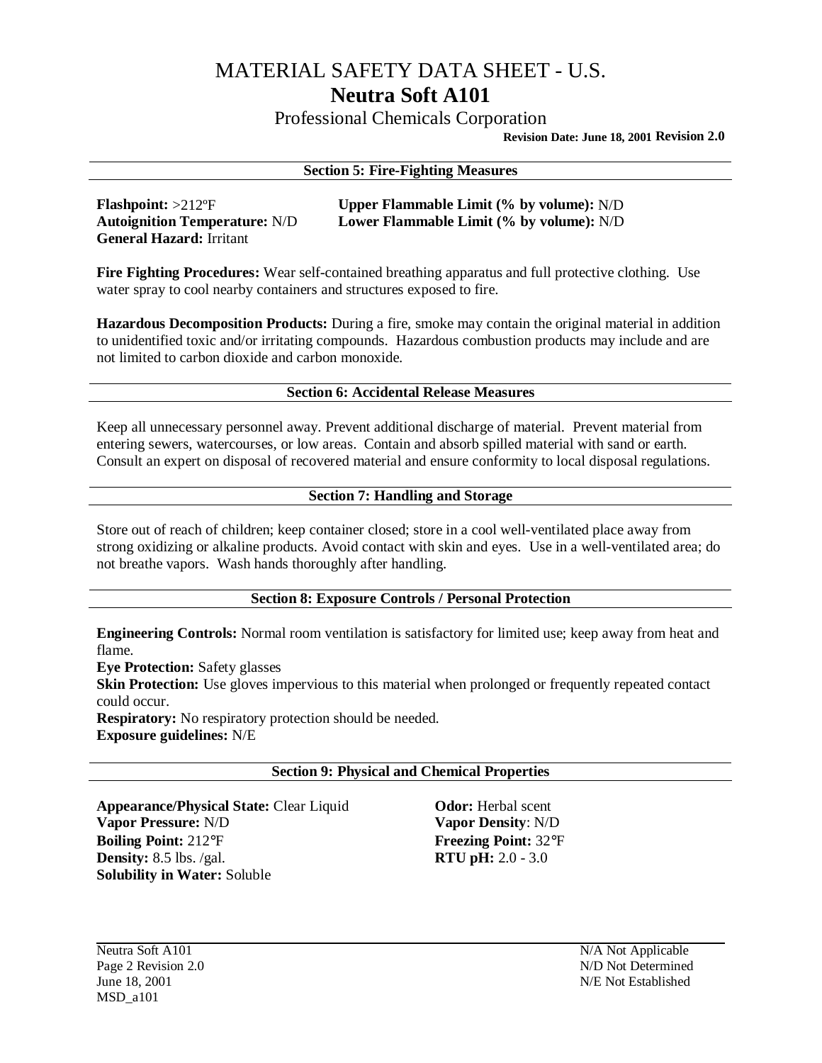# MATERIAL SAFETY DATA SHEET - U.S.

## Neutra Soft A101

Professional Chemicals Corporation

**Revision Date: June 18, 2001 Revision 2.0**

### Section 5: Fire-Fighting Measures

**Flashpoint:** >212ºF
**Autoignition Temperature:** N/D
**General Hazard:** Irritant

**Upper Flammable Limit (% by volume):** N/D
**Lower Flammable Limit (% by volume):** N/D

**Fire Fighting Procedures:** Wear self-contained breathing apparatus and full protective clothing. Use water spray to cool nearby containers and structures exposed to fire.

**Hazardous Decomposition Products:** During a fire, smoke may contain the original material in addition to unidentified toxic and/or irritating compounds. Hazardous combustion products may include and are not limited to carbon dioxide and carbon monoxide.

### Section 6: Accidental Release Measures

Keep all unnecessary personnel away. Prevent additional discharge of material. Prevent material from entering sewers, watercourses, or low areas. Contain and absorb spilled material with sand or earth. Consult an expert on disposal of recovered material and ensure conformity to local disposal regulations.

### Section 7: Handling and Storage

Store out of reach of children; keep container closed; store in a cool well-ventilated place away from strong oxidizing or alkaline products. Avoid contact with skin and eyes. Use in a well-ventilated area; do not breathe vapors. Wash hands thoroughly after handling.

### Section 8: Exposure Controls / Personal Protection

**Engineering Controls:** Normal room ventilation is satisfactory for limited use; keep away from heat and flame.
**Eye Protection:** Safety glasses
**Skin Protection:** Use gloves impervious to this material when prolonged or frequently repeated contact could occur.
**Respiratory:** No respiratory protection should be needed.
**Exposure guidelines:** N/E

### Section 9: Physical and Chemical Properties

**Appearance/Physical State:** Clear Liquid
**Vapor Pressure:** N/D
**Boiling Point:** 212°F
**Density:** 8.5 lbs. /gal.
**Solubility in Water:** Soluble

**Odor:** Herbal scent
**Vapor Density**: N/D
**Freezing Point:** 32°F
**RTU pH:** 2.0 - 3.0

N/A Not Applicable
N/D Not Determined
N/E Not Established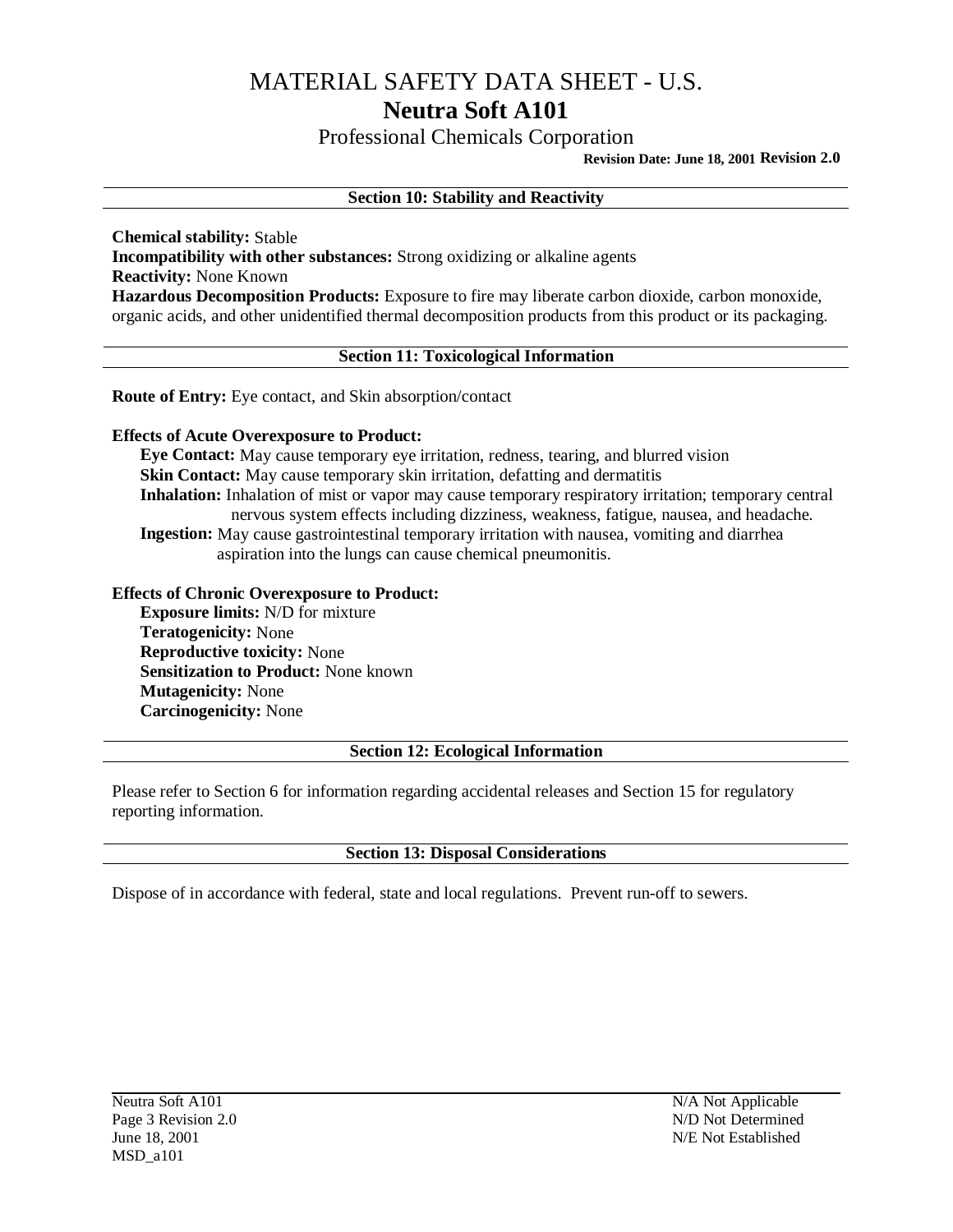# MATERIAL SAFETY DATA SHEET - U.S.

## Neutra Soft A101

Professional Chemicals Corporation

**Revision Date: June 18, 2001 Revision 2.0**

---

### Section 10: Stability and Reactivity

**Chemical stability:** Stable
**Incompatibility with other substances:** Strong oxidizing or alkaline agents
**Reactivity:** None Known
**Hazardous Decomposition Products:** Exposure to fire may liberate carbon dioxide, carbon monoxide, organic acids, and other unidentified thermal decomposition products from this product or its packaging.

### Section 11: Toxicological Information

**Route of Entry:** Eye contact, and Skin absorption/contact

**Effects of Acute Overexposure to Product:**

- **Eye Contact:** May cause temporary eye irritation, redness, tearing, and blurred vision
- **Skin Contact:** May cause temporary skin irritation, defatting and dermatitis
- **Inhalation:** Inhalation of mist or vapor may cause temporary respiratory irritation; temporary central nervous system effects including dizziness, weakness, fatigue, nausea, and headache.
- **Ingestion:** May cause gastrointestinal temporary irritation with nausea, vomiting and diarrhea aspiration into the lungs can cause chemical pneumonitis.

**Effects of Chronic Overexposure to Product:**

- **Exposure limits:** N/D for mixture
- **Teratogenicity:** None
- **Reproductive toxicity:** None
- **Sensitization to Product:** None known
- **Mutagenicity:** None
- **Carcinogenicity:** None

### Section 12: Ecological Information

Please refer to Section 6 for information regarding accidental releases and Section 15 for regulatory reporting information.

### Section 13: Disposal Considerations

Dispose of in accordance with federal, state and local regulations. Prevent run-off to sewers.

---

N/A Not Applicable
N/D Not Determined
N/E Not Established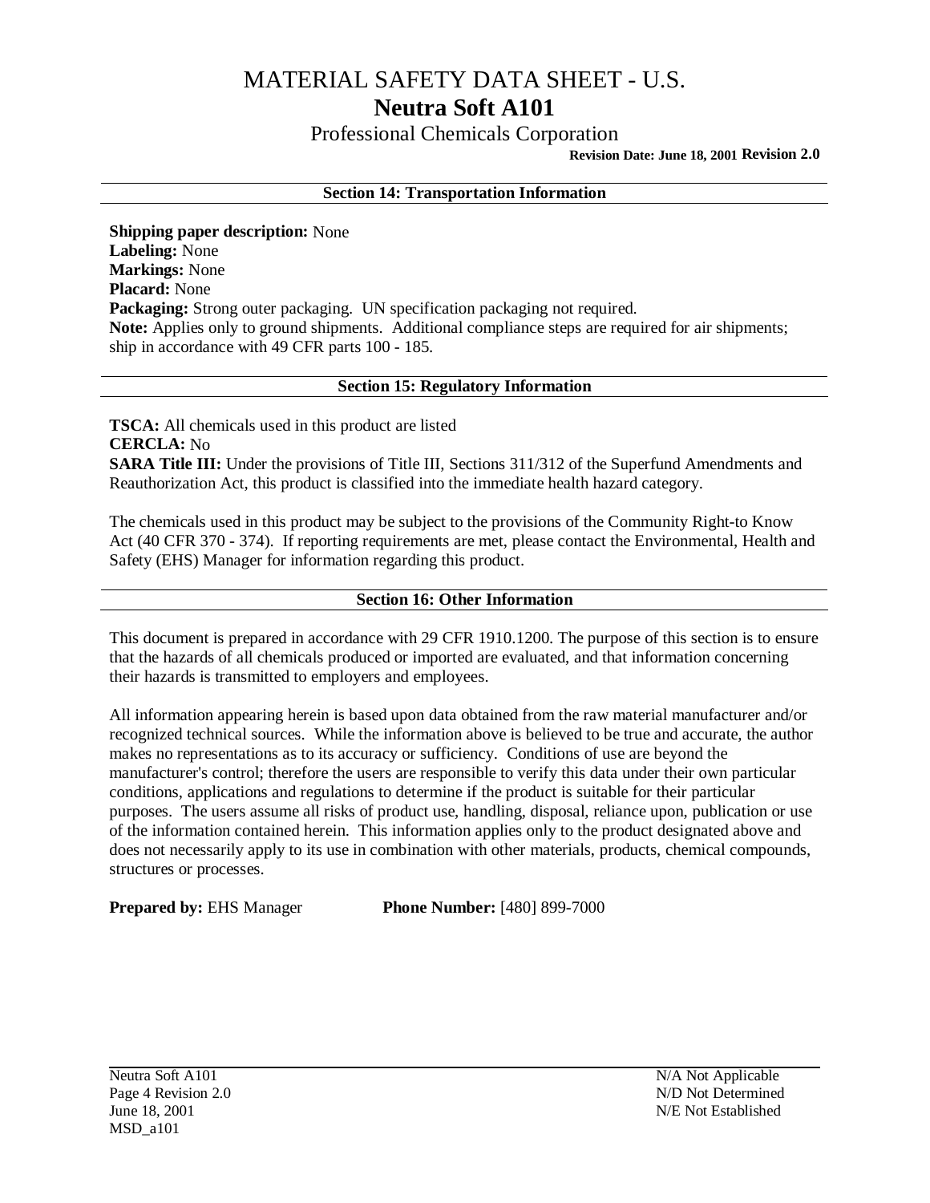# MATERIAL SAFETY DATA SHEET - U.S.

# Neutra Soft A101

Professional Chemicals Corporation

**Revision Date: June 18, 2001 Revision 2.0**

## Section 14: Transportation Information

**Shipping paper description:** None
**Labeling:** None
**Markings:** None
**Placard:** None
**Packaging:** Strong outer packaging. UN specification packaging not required.
**Note:** Applies only to ground shipments. Additional compliance steps are required for air shipments; ship in accordance with 49 CFR parts 100 - 185.

## Section 15: Regulatory Information

**TSCA:** All chemicals used in this product are listed
**CERCLA:** No
**SARA Title III:** Under the provisions of Title III, Sections 311/312 of the Superfund Amendments and Reauthorization Act, this product is classified into the immediate health hazard category.

The chemicals used in this product may be subject to the provisions of the Community Right-to Know Act (40 CFR 370 - 374). If reporting requirements are met, please contact the Environmental, Health and Safety (EHS) Manager for information regarding this product.

## Section 16: Other Information

This document is prepared in accordance with 29 CFR 1910.1200. The purpose of this section is to ensure that the hazards of all chemicals produced or imported are evaluated, and that information concerning their hazards is transmitted to employers and employees.

All information appearing herein is based upon data obtained from the raw material manufacturer and/or recognized technical sources. While the information above is believed to be true and accurate, the author makes no representations as to its accuracy or sufficiency. Conditions of use are beyond the manufacturer's control; therefore the users are responsible to verify this data under their own particular conditions, applications and regulations to determine if the product is suitable for their particular purposes. The users assume all risks of product use, handling, disposal, reliance upon, publication or use of the information contained herein. This information applies only to the product designated above and does not necessarily apply to its use in combination with other materials, products, chemical compounds, structures or processes.

**Prepared by:** EHS Manager **Phone Number:** [480] 899-7000

N/A Not Applicable
N/D Not Determined
N/E Not Established